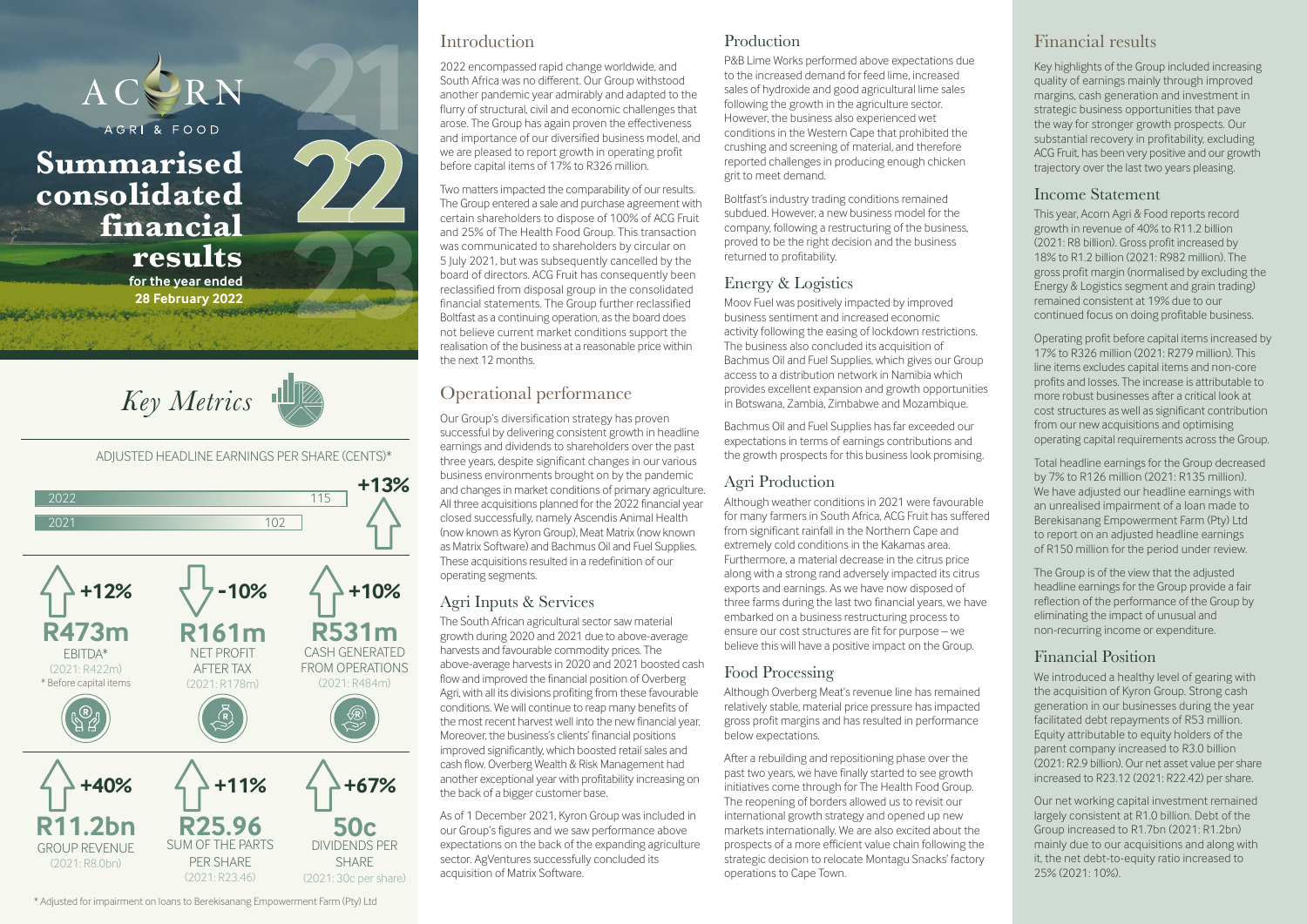# ACORN AGRI & FOOD

# Summarised consolidated financial results

**for the year ended 28 February 2022**

## *Key Metrics*

### ADJUSTED HEADLINE EARNINGS PER SHARE (CENTS)*

| Year | Cents |
|---|---|
| 2022 | 115 |
| 2021 | 102 |

**+13%**

| Change | Value | Metric | Prior year |
|---|---|---|---|
| +12% | R473m | EBITDA* (* Before capital items) | (2021: R422m) |
| -10% | R161m | NET PROFIT AFTER TAX | (2021: R178m) |
| +10% | R531m | CASH GENERATED FROM OPERATIONS | (2021: R484m) |
| +40% | R11.2bn | GROUP REVENUE | (2021: R8.0bn) |
| +11% | R25.96 | SUM OF THE PARTS PER SHARE | (2021: R23.46) |
| +67% | 50c | DIVIDENDS PER SHARE | (2021: 30c per share) |

\* Adjusted for impairment on loans to Berekisanang Empowerment Farm (Pty) Ltd

## Introduction

2022 encompassed rapid change worldwide, and South Africa was no different. Our Group withstood another pandemic year admirably and adapted to the flurry of structural, civil and economic challenges that arose. The Group has again proven the effectiveness and importance of our diversified business model, and we are pleased to report growth in operating profit before capital items of 17% to R326 million.

Two matters impacted the comparability of our results. The Group entered a sale and purchase agreement with certain shareholders to dispose of 100% of ACG Fruit and 25% of The Health Food Group. This transaction was communicated to shareholders by circular on 5 July 2021, but was subsequently cancelled by the board of directors. ACG Fruit has consequently been reclassified from disposal group in the consolidated financial statements. The Group further reclassified Boltfast as a continuing operation, as the board does not believe current market conditions support the realisation of the business at a reasonable price within the next 12 months.

## Operational performance

Our Group's diversification strategy has proven successful by delivering consistent growth in headline earnings and dividends to shareholders over the past three years, despite significant changes in our various business environments brought on by the pandemic and changes in market conditions of primary agriculture. All three acquisitions planned for the 2022 financial year closed successfully, namely Ascendis Animal Health (now known as Kyron Group), Meat Matrix (now known as Matrix Software) and Bachmus Oil and Fuel Supplies. These acquisitions resulted in a redefinition of our operating segments.

### Agri Inputs & Services

The South African agricultural sector saw material growth during 2020 and 2021 due to above-average harvests and favourable commodity prices. The above-average harvests in 2020 and 2021 boosted cash flow and improved the financial position of Overberg Agri, with all its divisions profiting from these favourable conditions. We will continue to reap many benefits of the most recent harvest well into the new financial year. Moreover, the business's clients' financial positions improved significantly, which boosted retail sales and cash flow. Overberg Wealth & Risk Management had another exceptional year with profitability increasing on the back of a bigger customer base.

As of 1 December 2021, Kyron Group was included in our Group's figures and we saw performance above expectations on the back of the expanding agriculture sector. AgVentures successfully concluded its acquisition of Matrix Software.

### Production

P&B Lime Works performed above expectations due to the increased demand for feed lime, increased sales of hydroxide and good agricultural lime sales following the growth in the agriculture sector. However, the business also experienced wet conditions in the Western Cape that prohibited the crushing and screening of material, and therefore reported challenges in producing enough chicken grit to meet demand.

Boltfast's industry trading conditions remained subdued. However, a new business model for the company, following a restructuring of the business, proved to be the right decision and the business returned to profitability.

### Energy & Logistics

Moov Fuel was positively impacted by improved business sentiment and increased economic activity following the easing of lockdown restrictions. The business also concluded its acquisition of Bachmus Oil and Fuel Supplies, which gives our Group access to a distribution network in Namibia which provides excellent expansion and growth opportunities in Botswana, Zambia, Zimbabwe and Mozambique.

Bachmus Oil and Fuel Supplies has far exceeded our expectations in terms of earnings contributions and the growth prospects for this business look promising.

### Agri Production

Although weather conditions in 2021 were favourable for many farmers in South Africa, ACG Fruit has suffered from significant rainfall in the Northern Cape and extremely cold conditions in the Kakamas area. Furthermore, a material decrease in the citrus price along with a strong rand adversely impacted its citrus exports and earnings. As we have now disposed of three farms during the last two financial years, we have embarked on a business restructuring process to ensure our cost structures are fit for purpose – we believe this will have a positive impact on the Group.

### Food Processing

Although Overberg Meat's revenue line has remained relatively stable, material price pressure has impacted gross profit margins and has resulted in performance below expectations.

After a rebuilding and repositioning phase over the past two years, we have finally started to see growth initiatives come through for The Health Food Group. The reopening of borders allowed us to revisit our international growth strategy and opened up new markets internationally. We are also excited about the prospects of a more efficient value chain following the strategic decision to relocate Montagu Snacks' factory operations to Cape Town.

## Financial results

Key highlights of the Group included increasing quality of earnings mainly through improved margins, cash generation and investment in strategic business opportunities that pave the way for stronger growth prospects. Our substantial recovery in profitability, excluding ACG Fruit, has been very positive and our growth trajectory over the last two years pleasing.

### Income Statement

This year, Acorn Agri & Food reports record growth in revenue of 40% to R11.2 billion (2021: R8 billion). Gross profit increased by 18% to R1.2 billion (2021: R982 million). The gross profit margin (normalised by excluding the Energy & Logistics segment and grain trading) remained consistent at 19% due to our continued focus on doing profitable business.

Operating profit before capital items increased by 17% to R326 million (2021: R279 million). This line items excludes capital items and non-core profits and losses. The increase is attributable to more robust businesses after a critical look at cost structures as well as significant contribution from our new acquisitions and optimising operating capital requirements across the Group.

Total headline earnings for the Group decreased by 7% to R126 million (2021: R135 million). We have adjusted our headline earnings with an unrealised impairment of a loan made to Berekisanang Empowerment Farm (Pty) Ltd to report on an adjusted headline earnings of R150 million for the period under review.

The Group is of the view that the adjusted headline earnings for the Group provide a fair reflection of the performance of the Group by eliminating the impact of unusual and non-recurring income or expenditure.

### Financial Position

We introduced a healthy level of gearing with the acquisition of Kyron Group. Strong cash generation in our businesses during the year facilitated debt repayments of R53 million. Equity attributable to equity holders of the parent company increased to R3.0 billion (2021: R2.9 billion). Our net asset value per share increased to R23.12 (2021: R22.42) per share.

Our net working capital investment remained largely consistent at R1.0 billion. Debt of the Group increased to R1.7bn (2021: R1.2bn) mainly due to our acquisitions and along with it, the net debt-to-equity ratio increased to 25% (2021: 10%).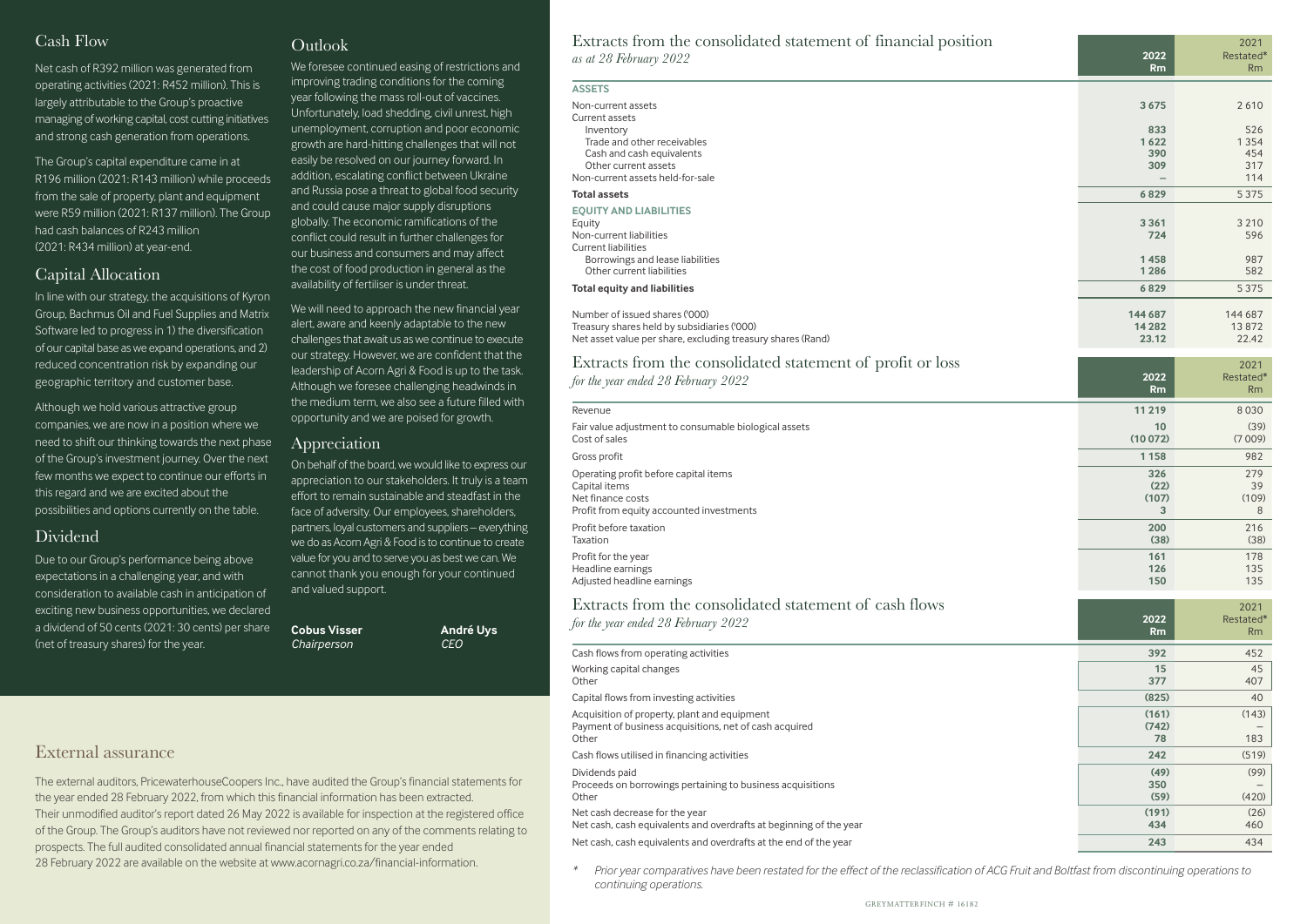## Cash Flow

Net cash of R392 million was generated from operating activities (2021: R452 million). This is largely attributable to the Group's proactive managing of working capital, cost cutting initiatives and strong cash generation from operations.

The Group's capital expenditure came in at R196 million (2021: R143 million) while proceeds from the sale of property, plant and equipment were R59 million (2021: R137 million). The Group had cash balances of R243 million (2021: R434 million) at year-end.

## Capital Allocation

In line with our strategy, the acquisitions of Kyron Group, Bachmus Oil and Fuel Supplies and Matrix Software led to progress in 1) the diversification of our capital base as we expand operations, and 2) reduced concentration risk by expanding our geographic territory and customer base.

Although we hold various attractive group companies, we are now in a position where we need to shift our thinking towards the next phase of the Group's investment journey. Over the next few months we expect to continue our efforts in this regard and we are excited about the possibilities and options currently on the table.

## Dividend

Due to our Group's performance being above expectations in a challenging year, and with consideration to available cash in anticipation of exciting new business opportunities, we declared a dividend of 50 cents (2021: 30 cents) per share (net of treasury shares) for the year.

## Outlook

We foresee continued easing of restrictions and improving trading conditions for the coming year following the mass roll-out of vaccines. Unfortunately, load shedding, civil unrest, high unemployment, corruption and poor economic growth are hard-hitting challenges that will not easily be resolved on our journey forward. In addition, escalating conflict between Ukraine and Russia pose a threat to global food security and could cause major supply disruptions globally. The economic ramifications of the conflict could result in further challenges for our business and consumers and may affect the cost of food production in general as the availability of fertiliser is under threat.

We will need to approach the new financial year alert, aware and keenly adaptable to the new challenges that await us as we continue to execute our strategy. However, we are confident that the leadership of Acorn Agri & Food is up to the task. Although we foresee challenging headwinds in the medium term, we also see a future filled with opportunity and we are poised for growth.

## Appreciation

On behalf of the board, we would like to express our appreciation to our stakeholders. It truly is a team effort to remain sustainable and steadfast in the face of adversity. Our employees, shareholders, partners, loyal customers and suppliers – everything we do as Acorn Agri & Food is to continue to create value for you and to serve you as best we can. We cannot thank you enough for your continued and valued support.

**Cobus Visser**
*Chairperson*

**André Uys**
*CEO*

## External assurance

The external auditors, PricewaterhouseCoopers Inc., have audited the Group's financial statements for the year ended 28 February 2022, from which this financial information has been extracted. Their unmodified auditor's report dated 26 May 2022 is available for inspection at the registered office of the Group. The Group's auditors have not reviewed nor reported on any of the comments relating to prospects. The full audited consolidated annual financial statements for the year ended 28 February 2022 are available on the website at www.acornagri.co.za/financial-information.

## Extracts from the consolidated statement of financial position

*as at 28 February 2022*

| | 2022 Rm | 2021 Restated* Rm |
|---|---|---|
| **ASSETS** | | |
| Non-current assets | **3 675** | 2 610 |
| Current assets | | |
| Inventory | **833** | 526 |
| Trade and other receivables | **1 622** | 1 354 |
| Cash and cash equivalents | **390** | 454 |
| Other current assets | **309** | 317 |
| Non-current assets held-for-sale | **–** | 114 |
| **Total assets** | **6 829** | 5 375 |
| **EQUITY AND LIABILITIES** | | |
| Equity | **3 361** | 3 210 |
| Non-current liabilities | **724** | 596 |
| Current liabilities | | |
| Borrowings and lease liabilities | **1 458** | 987 |
| Other current liabilities | **1 286** | 582 |
| **Total equity and liabilities** | **6 829** | 5 375 |
| Number of issued shares ('000) | **144 687** | 144 687 |
| Treasury shares held by subsidiaries ('000) | **14 282** | 13 872 |
| Net asset value per share, excluding treasury shares (Rand) | **23.12** | 22.42 |

## Extracts from the consolidated statement of profit or loss

*for the year ended 28 February 2022*

| | 2022 Rm | 2021 Restated* Rm |
|---|---|---|
| Revenue | **11 219** | 8 030 |
| Fair value adjustment to consumable biological assets | **10** | (39) |
| Cost of sales | **(10 072)** | (7 009) |
| Gross profit | **1 158** | 982 |
| Operating profit before capital items | **326** | 279 |
| Capital items | **(22)** | 39 |
| Net finance costs | **(107)** | (109) |
| Profit from equity accounted investments | **3** | 8 |
| Profit before taxation | **200** | 216 |
| Taxation | **(38)** | (38) |
| Profit for the year | **161** | 178 |
| Headline earnings | **126** | 135 |
| Adjusted headline earnings | **150** | 135 |

## Extracts from the consolidated statement of cash flows

*for the year ended 28 February 2022*

| | 2022 Rm | 2021 Restated* Rm |
|---|---|---|
| Cash flows from operating activities | **392** | 452 |
| Working capital changes | **15** | 45 |
| Other | **377** | 407 |
| Capital flows from investing activities | **(825)** | 40 |
| Acquisition of property, plant and equipment | **(161)** | (143) |
| Payment of business acquisitions, net of cash acquired | **(742)** | – |
| Other | **78** | 183 |
| Cash flows utilised in financing activities | **242** | (519) |
| Dividends paid | **(49)** | (99) |
| Proceeds on borrowings pertaining to business acquisitions | **350** | – |
| Other | **(59)** | (420) |
| Net cash decrease for the year | **(191)** | (26) |
| Net cash, cash equivalents and overdrafts at beginning of the year | **434** | 460 |
| Net cash, cash equivalents and overdrafts at the end of the year | **243** | 434 |

\* *Prior year comparatives have been restated for the effect of the reclassification of ACG Fruit and Boltfast from discontinuing operations to continuing operations.*

GREYMATTERFINCH # 16182